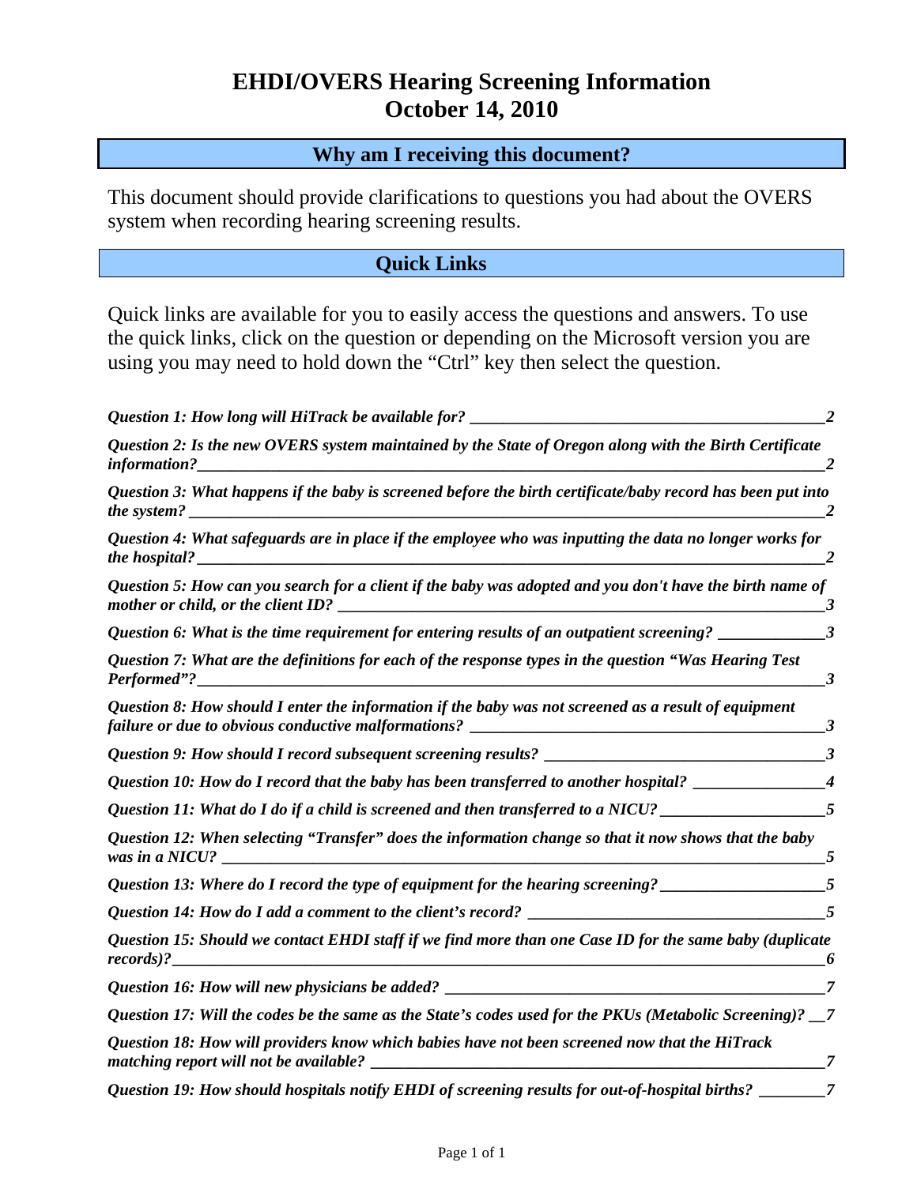# EHDI/OVERS Hearing Screening Information
# October 14, 2010

## Why am I receiving this document?

This document should provide clarifications to questions you had about the OVERS system when recording hearing screening results.

## Quick Links

Quick links are available for you to easily access the questions and answers. To use the quick links, click on the question or depending on the Microsoft version you are using you may need to hold down the "Ctrl" key then select the question.

***Question 1: How long will HiTrack be available for? ______ 2***

***Question 2: Is the new OVERS system maintained by the State of Oregon along with the Birth Certificate information? ______ 2***

***Question 3: What happens if the baby is screened before the birth certificate/baby record has been put into the system? ______ 2***

***Question 4: What safeguards are in place if the employee who was inputting the data no longer works for the hospital? ______ 2***

***Question 5: How can you search for a client if the baby was adopted and you don't have the birth name of mother or child, or the client ID? ______ 3***

***Question 6: What is the time requirement for entering results of an outpatient screening? ______ 3***

***Question 7: What are the definitions for each of the response types in the question "Was Hearing Test Performed"? ______ 3***

***Question 8: How should I enter the information if the baby was not screened as a result of equipment failure or due to obvious conductive malformations? ______ 3***

***Question 9: How should I record subsequent screening results? ______ 3***

***Question 10: How do I record that the baby has been transferred to another hospital? ______ 4***

***Question 11: What do I do if a child is screened and then transferred to a NICU? ______ 5***

***Question 12: When selecting "Transfer" does the information change so that it now shows that the baby was in a NICU? ______ 5***

***Question 13: Where do I record the type of equipment for the hearing screening? ______ 5***

***Question 14: How do I add a comment to the client's record? ______ 5***

***Question 15: Should we contact EHDI staff if we find more than one Case ID for the same baby (duplicate records)? ______ 6***

***Question 16: How will new physicians be added? ______ 7***

***Question 17: Will the codes be the same as the State's codes used for the PKUs (Metabolic Screening)? __7***

***Question 18: How will providers know which babies have not been screened now that the HiTrack matching report will not be available? ______ 7***

***Question 19: How should hospitals notify EHDI of screening results for out-of-hospital births? ______ 7***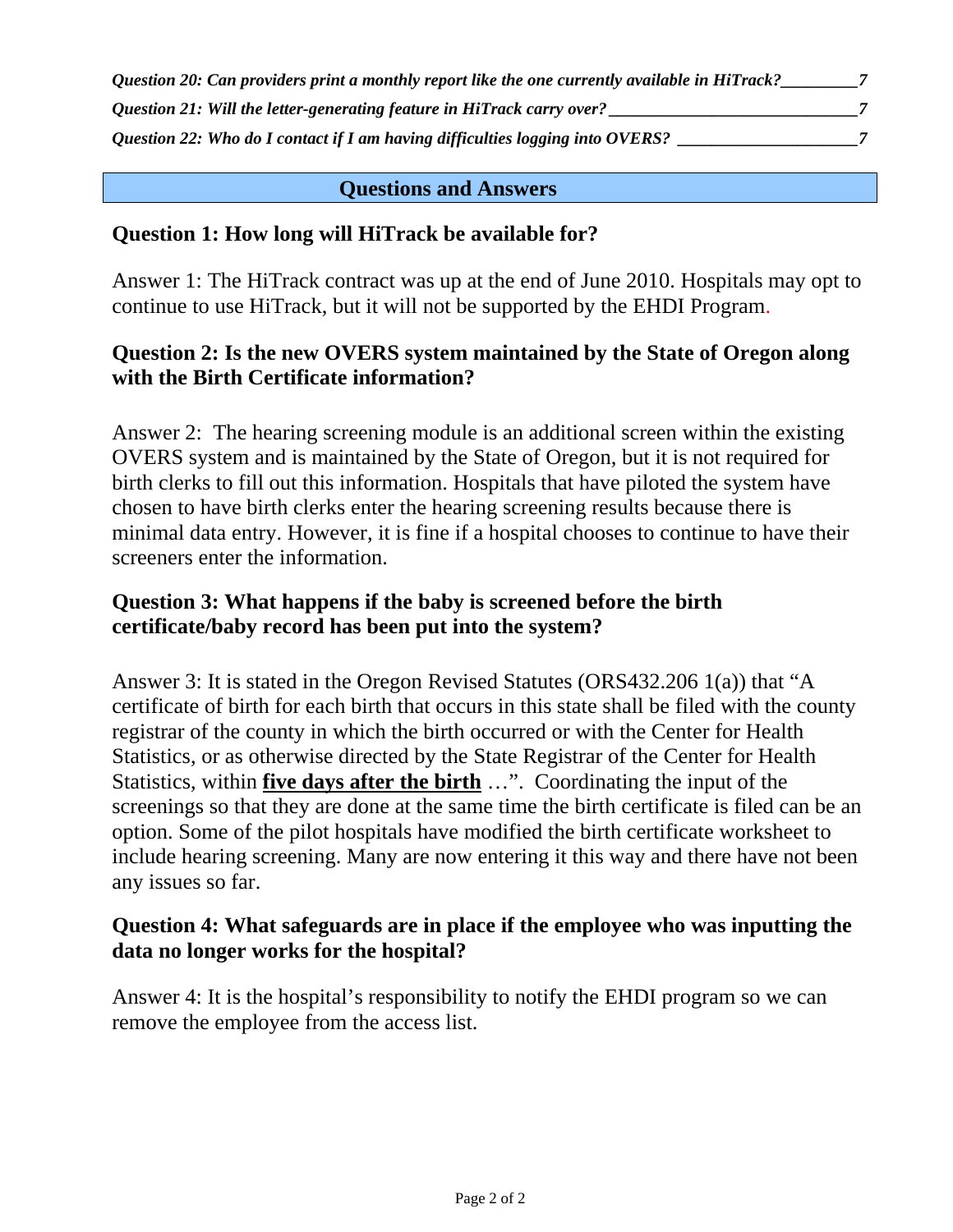*Question 20: Can providers print a monthly report like the one currently available in HiTrack?_________7*

*Question 21: Will the letter-generating feature in HiTrack carry over?_____________________________7*

*Question 22: Who do I contact if I am having difficulties logging into OVERS? _____________________7*

## Questions and Answers

### Question 1: How long will HiTrack be available for?

Answer 1: The HiTrack contract was up at the end of June 2010. Hospitals may opt to continue to use HiTrack, but it will not be supported by the EHDI Program.

### Question 2: Is the new OVERS system maintained by the State of Oregon along with the Birth Certificate information?

Answer 2: The hearing screening module is an additional screen within the existing OVERS system and is maintained by the State of Oregon, but it is not required for birth clerks to fill out this information. Hospitals that have piloted the system have chosen to have birth clerks enter the hearing screening results because there is minimal data entry. However, it is fine if a hospital chooses to continue to have their screeners enter the information.

### Question 3: What happens if the baby is screened before the birth certificate/baby record has been put into the system?

Answer 3: It is stated in the Oregon Revised Statutes (ORS432.206 1(a)) that "A certificate of birth for each birth that occurs in this state shall be filed with the county registrar of the county in which the birth occurred or with the Center for Health Statistics, or as otherwise directed by the State Registrar of the Center for Health Statistics, within **five days after the birth** …". Coordinating the input of the screenings so that they are done at the same time the birth certificate is filed can be an option. Some of the pilot hospitals have modified the birth certificate worksheet to include hearing screening. Many are now entering it this way and there have not been any issues so far.

### Question 4: What safeguards are in place if the employee who was inputting the data no longer works for the hospital?

Answer 4: It is the hospital's responsibility to notify the EHDI program so we can remove the employee from the access list.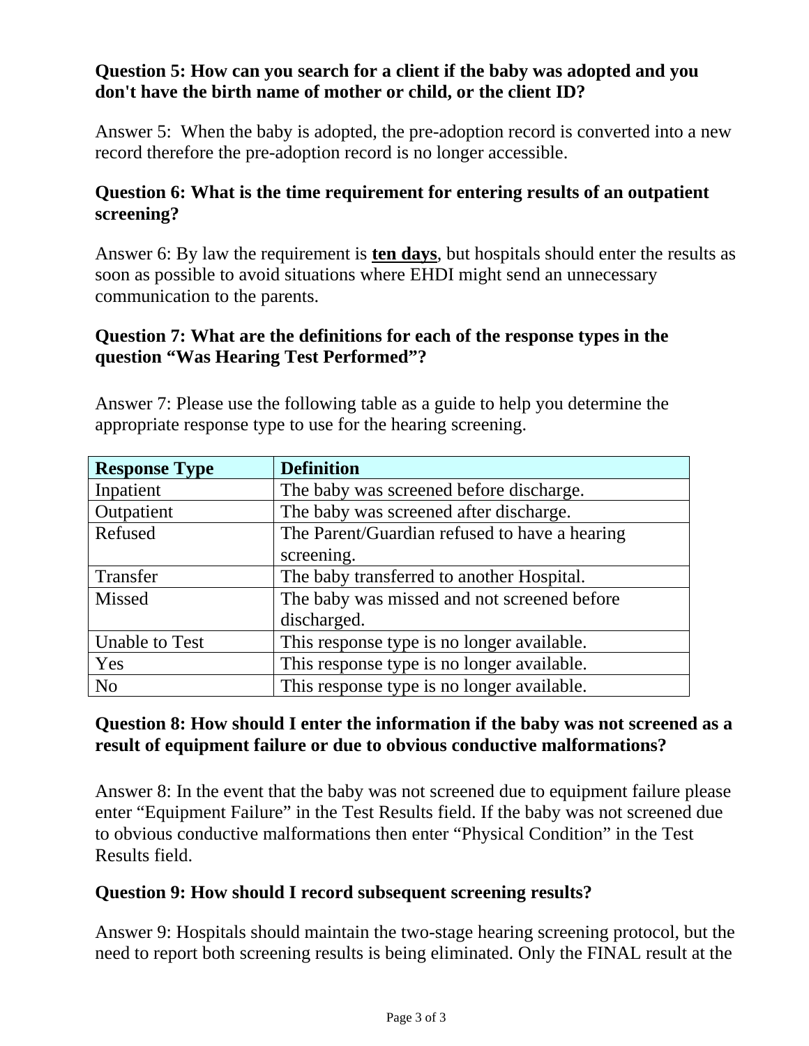**Question 5: How can you search for a client if the baby was adopted and you don't have the birth name of mother or child, or the client ID?**

Answer 5: When the baby is adopted, the pre-adoption record is converted into a new record therefore the pre-adoption record is no longer accessible.

**Question 6: What is the time requirement for entering results of an outpatient screening?**

Answer 6: By law the requirement is **ten days**, but hospitals should enter the results as soon as possible to avoid situations where EHDI might send an unnecessary communication to the parents.

**Question 7: What are the definitions for each of the response types in the question "Was Hearing Test Performed"?**

Answer 7: Please use the following table as a guide to help you determine the appropriate response type to use for the hearing screening.

| Response Type | Definition |
|---|---|
| Inpatient | The baby was screened before discharge. |
| Outpatient | The baby was screened after discharge. |
| Refused | The Parent/Guardian refused to have a hearing screening. |
| Transfer | The baby transferred to another Hospital. |
| Missed | The baby was missed and not screened before discharged. |
| Unable to Test | This response type is no longer available. |
| Yes | This response type is no longer available. |
| No | This response type is no longer available. |

**Question 8: How should I enter the information if the baby was not screened as a result of equipment failure or due to obvious conductive malformations?**

Answer 8: In the event that the baby was not screened due to equipment failure please enter "Equipment Failure" in the Test Results field. If the baby was not screened due to obvious conductive malformations then enter "Physical Condition" in the Test Results field.

**Question 9: How should I record subsequent screening results?**

Answer 9: Hospitals should maintain the two-stage hearing screening protocol, but the need to report both screening results is being eliminated. Only the FINAL result at the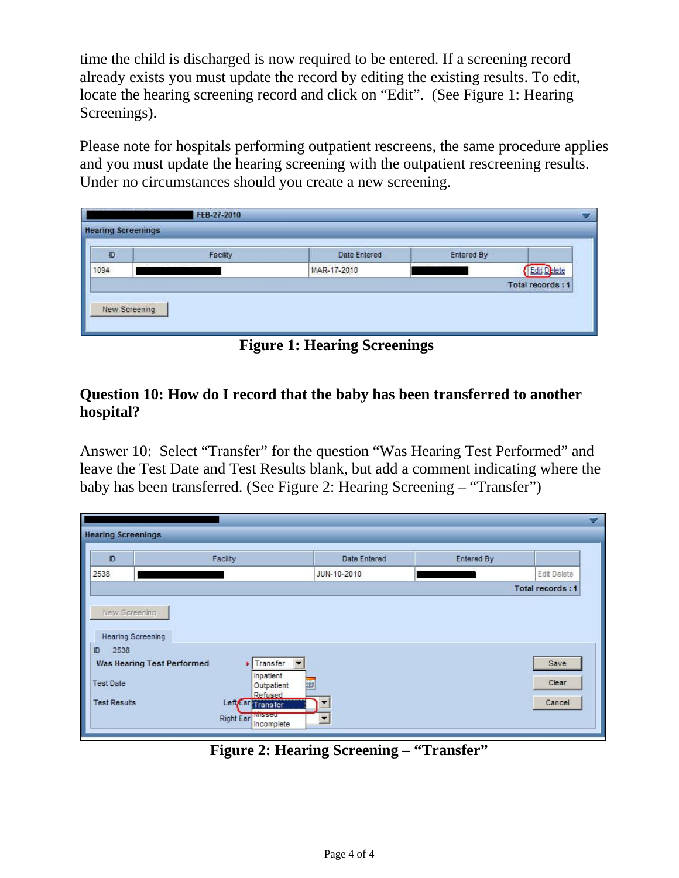time the child is discharged is now required to be entered. If a screening record already exists you must update the record by editing the existing results. To edit, locate the hearing screening record and click on "Edit". (See Figure 1: Hearing Screenings).

Please note for hospitals performing outpatient rescreens, the same procedure applies and you must update the hearing screening with the outpatient rescreening results. Under no circumstances should you create a new screening.

**Figure 1: Hearing Screenings**

### Question 10: How do I record that the baby has been transferred to another hospital?

Answer 10: Select "Transfer" for the question "Was Hearing Test Performed" and leave the Test Date and Test Results blank, but add a comment indicating where the baby has been transferred. (See Figure 2: Hearing Screening – "Transfer")

**Figure 2: Hearing Screening – "Transfer"**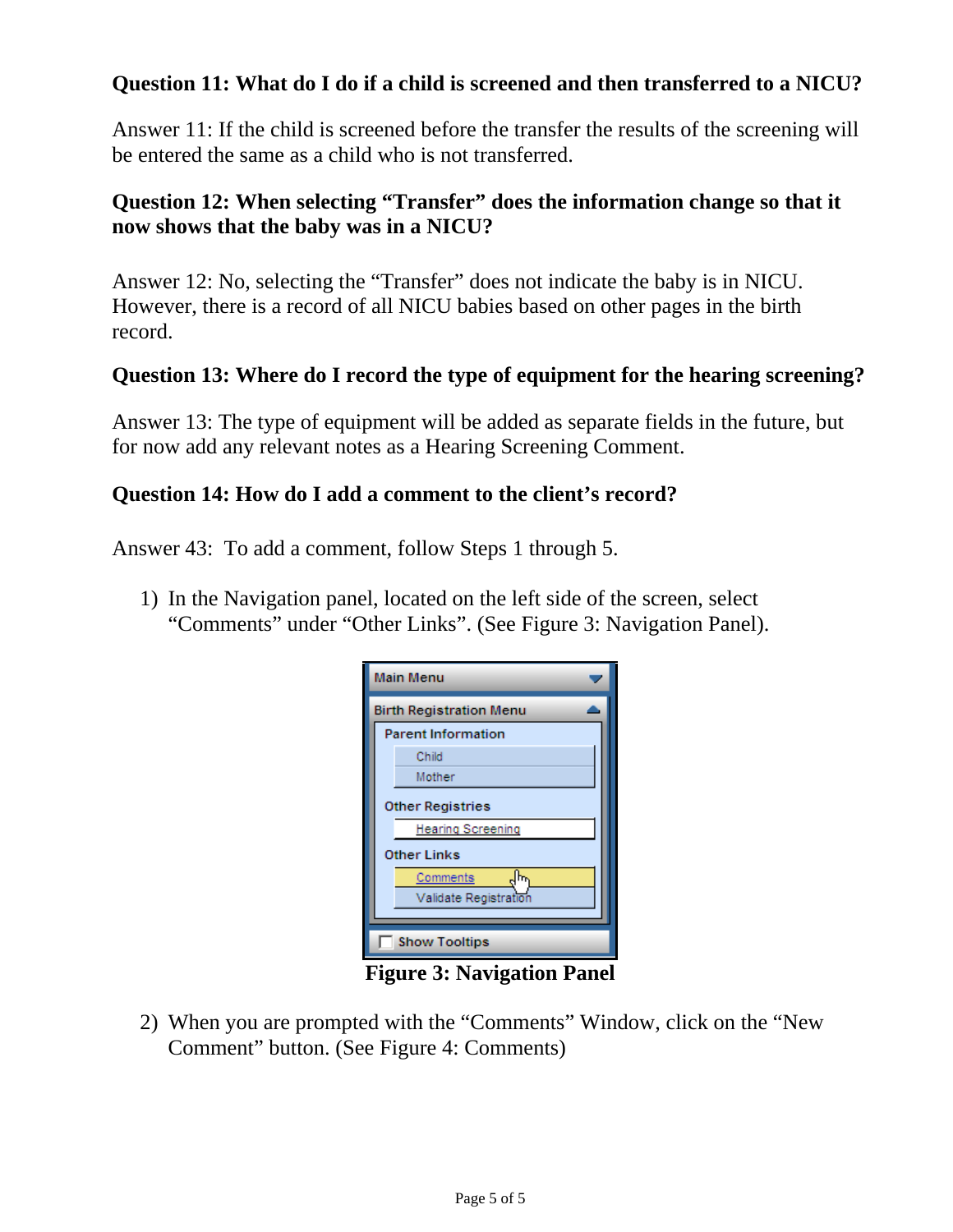**Question 11: What do I do if a child is screened and then transferred to a NICU?**

Answer 11: If the child is screened before the transfer the results of the screening will be entered the same as a child who is not transferred.

**Question 12: When selecting "Transfer" does the information change so that it now shows that the baby was in a NICU?**

Answer 12: No, selecting the "Transfer" does not indicate the baby is in NICU. However, there is a record of all NICU babies based on other pages in the birth record.

**Question 13: Where do I record the type of equipment for the hearing screening?**

Answer 13: The type of equipment will be added as separate fields in the future, but for now add any relevant notes as a Hearing Screening Comment.

**Question 14: How do I add a comment to the client's record?**

Answer 43: To add a comment, follow Steps 1 through 5.

1) In the Navigation panel, located on the left side of the screen, select "Comments" under "Other Links". (See Figure 3: Navigation Panel).

**Figure 3: Navigation Panel**

2) When you are prompted with the "Comments" Window, click on the "New Comment" button. (See Figure 4: Comments)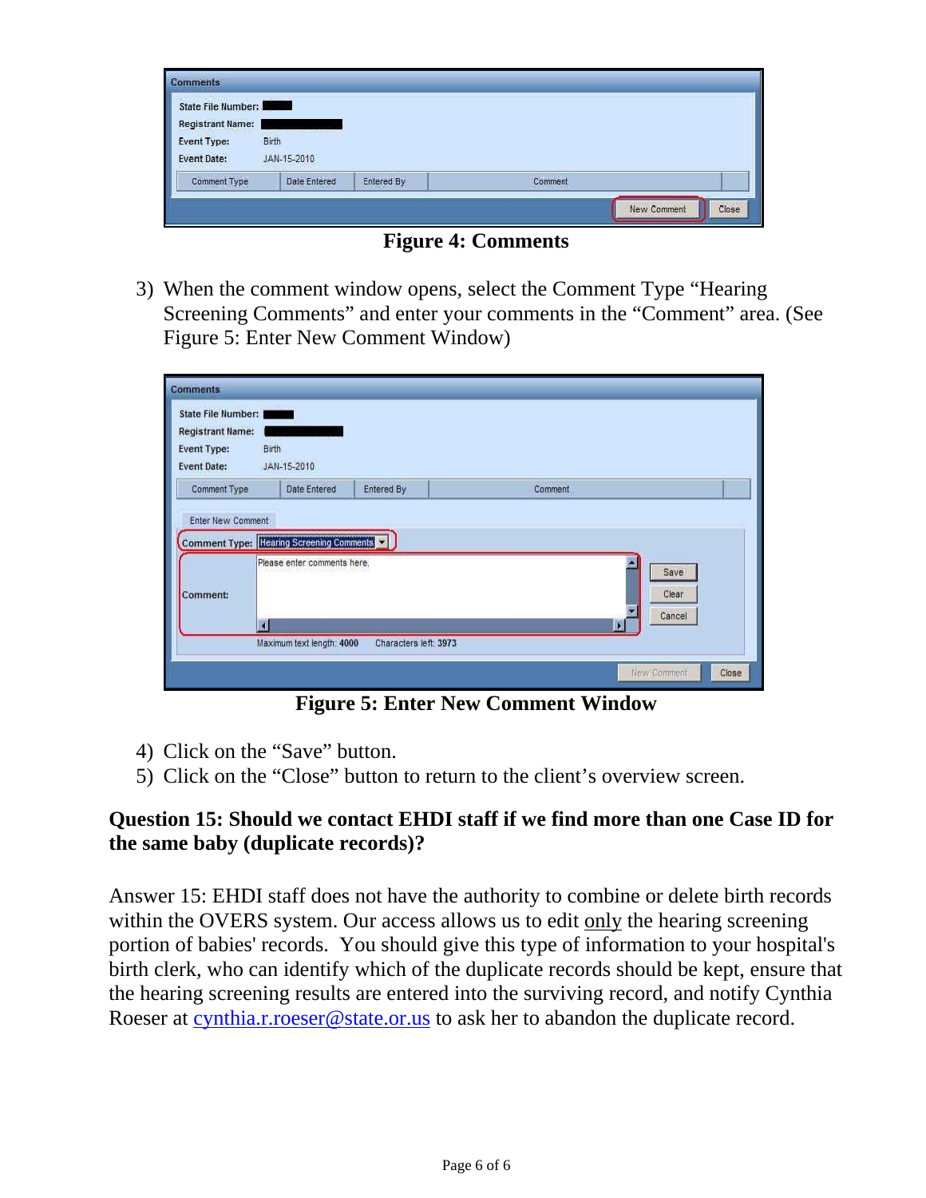**Figure 4: Comments**

3) When the comment window opens, select the Comment Type "Hearing Screening Comments" and enter your comments in the "Comment" area. (See Figure 5: Enter New Comment Window)

**Figure 5: Enter New Comment Window**

4) Click on the "Save" button.
5) Click on the "Close" button to return to the client's overview screen.

**Question 15: Should we contact EHDI staff if we find more than one Case ID for the same baby (duplicate records)?**

Answer 15: EHDI staff does not have the authority to combine or delete birth records within the OVERS system. Our access allows us to edit only the hearing screening portion of babies' records. You should give this type of information to your hospital's birth clerk, who can identify which of the duplicate records should be kept, ensure that the hearing screening results are entered into the surviving record, and notify Cynthia Roeser at cynthia.r.roeser@state.or.us to ask her to abandon the duplicate record.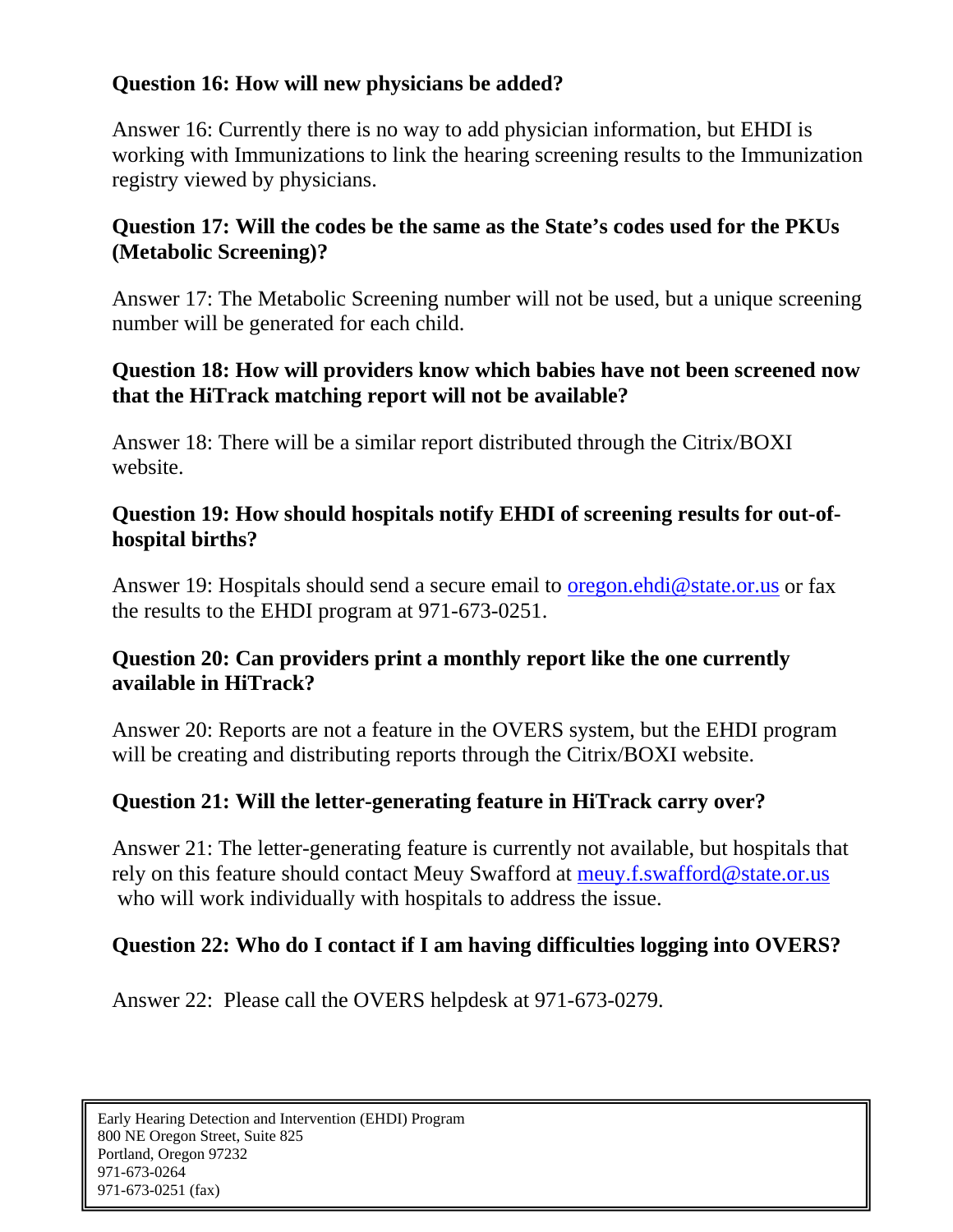**Question 16: How will new physicians be added?**

Answer 16: Currently there is no way to add physician information, but EHDI is working with Immunizations to link the hearing screening results to the Immunization registry viewed by physicians.

**Question 17: Will the codes be the same as the State's codes used for the PKUs (Metabolic Screening)?**

Answer 17: The Metabolic Screening number will not be used, but a unique screening number will be generated for each child.

**Question 18: How will providers know which babies have not been screened now that the HiTrack matching report will not be available?**

Answer 18: There will be a similar report distributed through the Citrix/BOXI website.

**Question 19: How should hospitals notify EHDI of screening results for out-of-hospital births?**

Answer 19: Hospitals should send a secure email to oregon.ehdi@state.or.us or fax the results to the EHDI program at 971-673-0251.

**Question 20: Can providers print a monthly report like the one currently available in HiTrack?**

Answer 20: Reports are not a feature in the OVERS system, but the EHDI program will be creating and distributing reports through the Citrix/BOXI website.

**Question 21: Will the letter-generating feature in HiTrack carry over?**

Answer 21: The letter-generating feature is currently not available, but hospitals that rely on this feature should contact Meuy Swafford at meuy.f.swafford@state.or.us who will work individually with hospitals to address the issue.

**Question 22: Who do I contact if I am having difficulties logging into OVERS?**

Answer 22: Please call the OVERS helpdesk at 971-673-0279.

Early Hearing Detection and Intervention (EHDI) Program
800 NE Oregon Street, Suite 825
Portland, Oregon 97232
971-673-0264
971-673-0251 (fax)